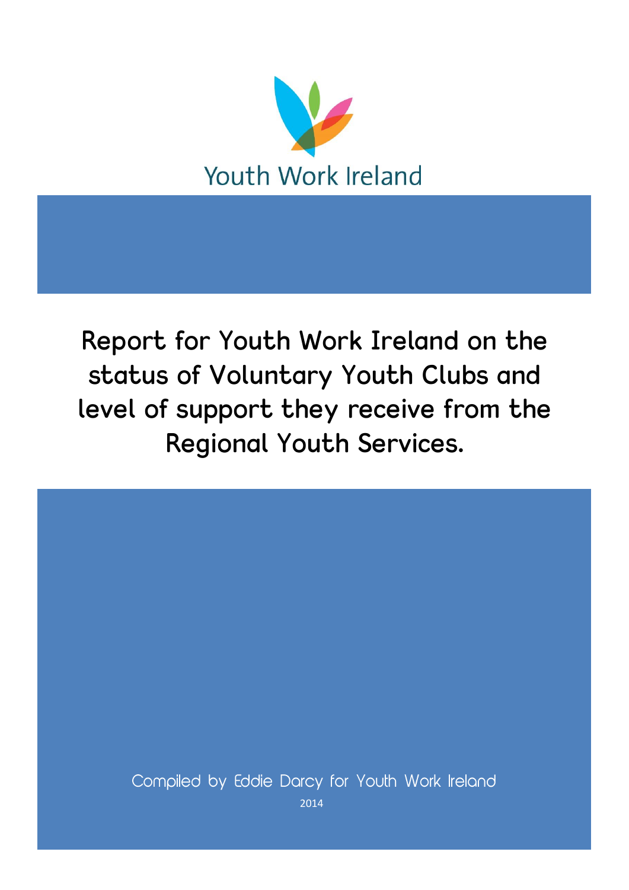Youth Work Ireland

# Report for Youth Work Ireland on the status of Voluntary Youth Clubs and level of support they receive from the Regional Youth Services.

Compiled by Eddie Darcy for Youth Work Ireland

2014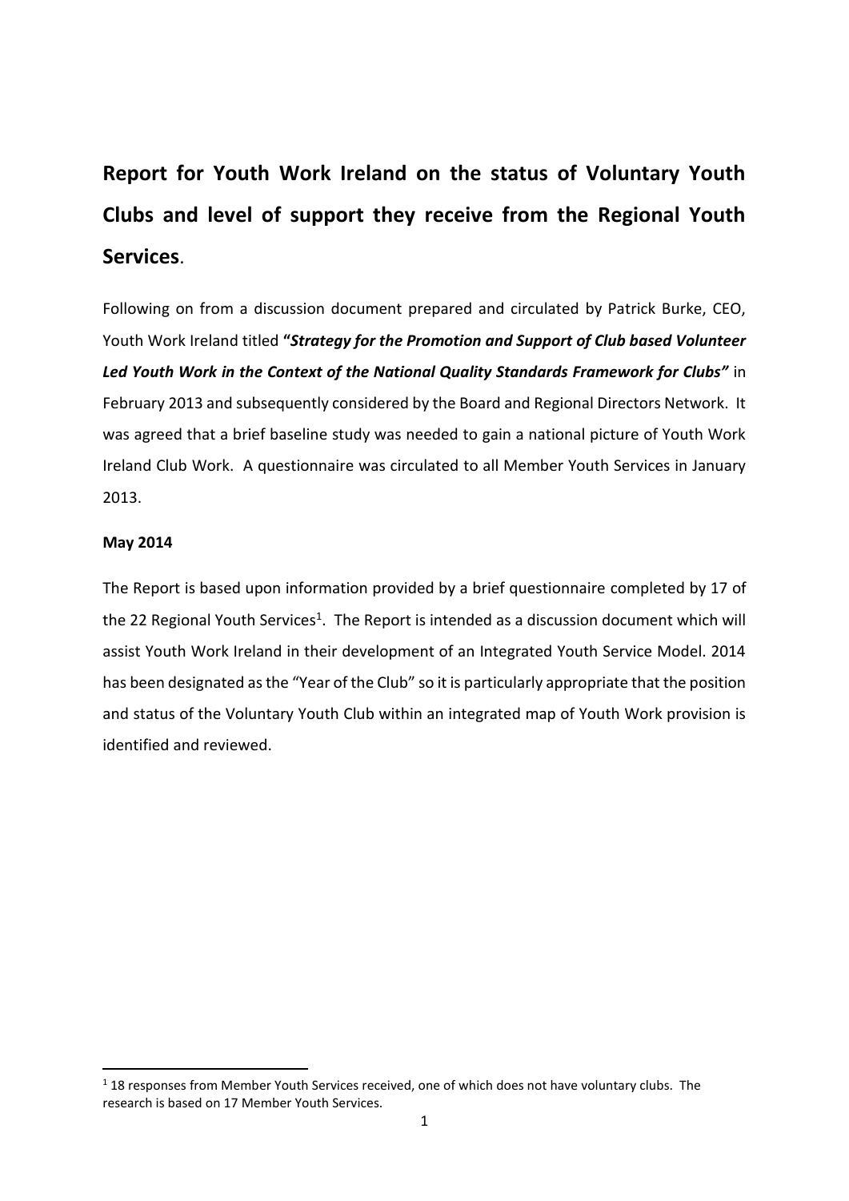# Report for Youth Work Ireland on the status of Voluntary Youth Clubs and level of support they receive from the Regional Youth Services.

Following on from a discussion document prepared and circulated by Patrick Burke, CEO, Youth Work Ireland titled **"*Strategy for the Promotion and Support of Club based Volunteer Led Youth Work in the Context of the National Quality Standards Framework for Clubs*"** in February 2013 and subsequently considered by the Board and Regional Directors Network. It was agreed that a brief baseline study was needed to gain a national picture of Youth Work Ireland Club Work. A questionnaire was circulated to all Member Youth Services in January 2013.

**May 2014**

The Report is based upon information provided by a brief questionnaire completed by 17 of the 22 Regional Youth Services[1]. The Report is intended as a discussion document which will assist Youth Work Ireland in their development of an Integrated Youth Service Model. 2014 has been designated as the "Year of the Club" so it is particularly appropriate that the position and status of the Voluntary Youth Club within an integrated map of Youth Work provision is identified and reviewed.

[1] 18 responses from Member Youth Services received, one of which does not have voluntary clubs. The research is based on 17 Member Youth Services.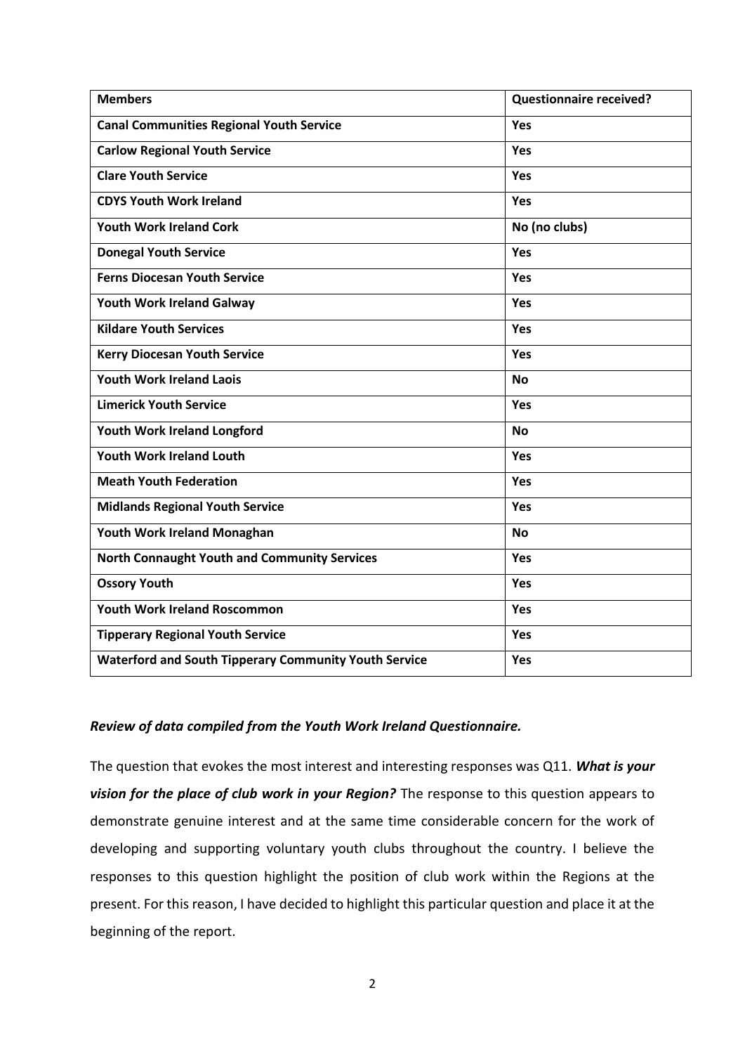| Members | Questionnaire received? |
|---|---|
| **Canal Communities Regional Youth Service** | **Yes** |
| **Carlow Regional Youth Service** | **Yes** |
| **Clare Youth Service** | **Yes** |
| **CDYS Youth Work Ireland** | **Yes** |
| **Youth Work Ireland Cork** | **No (no clubs)** |
| **Donegal Youth Service** | **Yes** |
| **Ferns Diocesan Youth Service** | **Yes** |
| **Youth Work Ireland Galway** | **Yes** |
| **Kildare Youth Services** | **Yes** |
| **Kerry Diocesan Youth Service** | **Yes** |
| **Youth Work Ireland Laois** | **No** |
| **Limerick Youth Service** | **Yes** |
| **Youth Work Ireland Longford** | **No** |
| **Youth Work Ireland Louth** | **Yes** |
| **Meath Youth Federation** | **Yes** |
| **Midlands Regional Youth Service** | **Yes** |
| **Youth Work Ireland Monaghan** | **No** |
| **North Connaught Youth and Community Services** | **Yes** |
| **Ossory Youth** | **Yes** |
| **Youth Work Ireland Roscommon** | **Yes** |
| **Tipperary Regional Youth Service** | **Yes** |
| **Waterford and South Tipperary Community Youth Service** | **Yes** |

***Review of data compiled from the Youth Work Ireland Questionnaire.***

The question that evokes the most interest and interesting responses was Q11. ***What is your vision for the place of club work in your Region?*** The response to this question appears to demonstrate genuine interest and at the same time considerable concern for the work of developing and supporting voluntary youth clubs throughout the country. I believe the responses to this question highlight the position of club work within the Regions at the present. For this reason, I have decided to highlight this particular question and place it at the beginning of the report.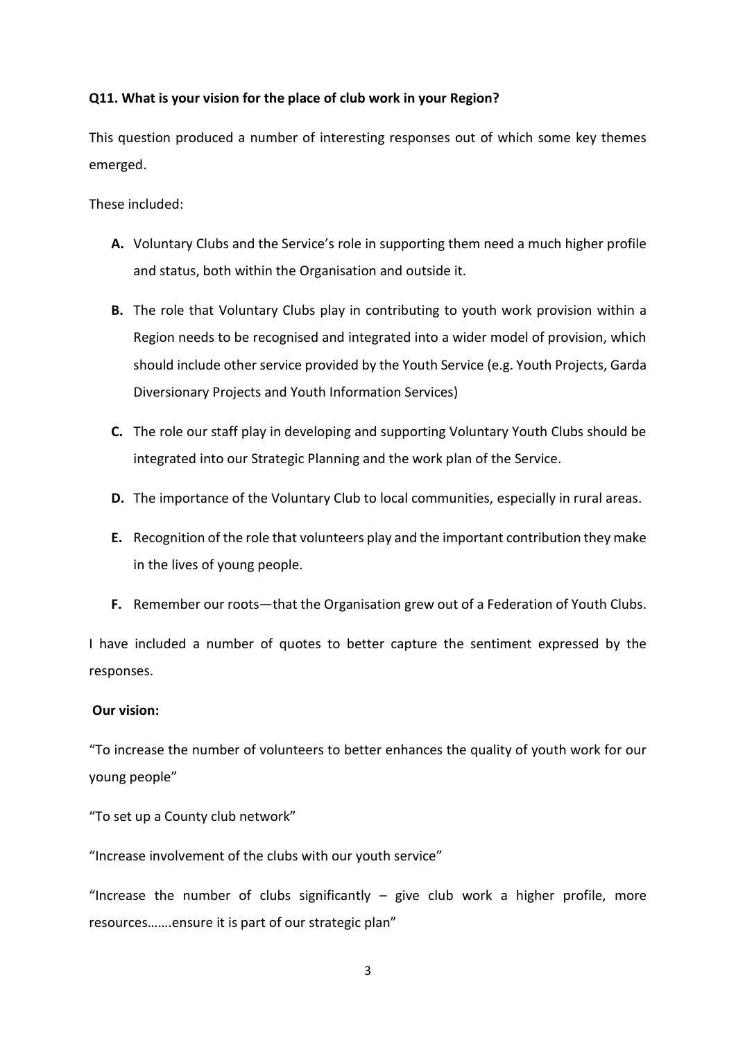**Q11. What is your vision for the place of club work in your Region?**

This question produced a number of interesting responses out of which some key themes emerged.

These included:

- **A.** Voluntary Clubs and the Service's role in supporting them need a much higher profile and status, both within the Organisation and outside it.
- **B.** The role that Voluntary Clubs play in contributing to youth work provision within a Region needs to be recognised and integrated into a wider model of provision, which should include other service provided by the Youth Service (e.g. Youth Projects, Garda Diversionary Projects and Youth Information Services)
- **C.** The role our staff play in developing and supporting Voluntary Youth Clubs should be integrated into our Strategic Planning and the work plan of the Service.
- **D.** The importance of the Voluntary Club to local communities, especially in rural areas.
- **E.** Recognition of the role that volunteers play and the important contribution they make in the lives of young people.
- **F.** Remember our roots—that the Organisation grew out of a Federation of Youth Clubs.

I have included a number of quotes to better capture the sentiment expressed by the responses.

**Our vision:**

"To increase the number of volunteers to better enhances the quality of youth work for our young people"

"To set up a County club network"

"Increase involvement of the clubs with our youth service"

"Increase the number of clubs significantly – give club work a higher profile, more resources…….ensure it is part of our strategic plan"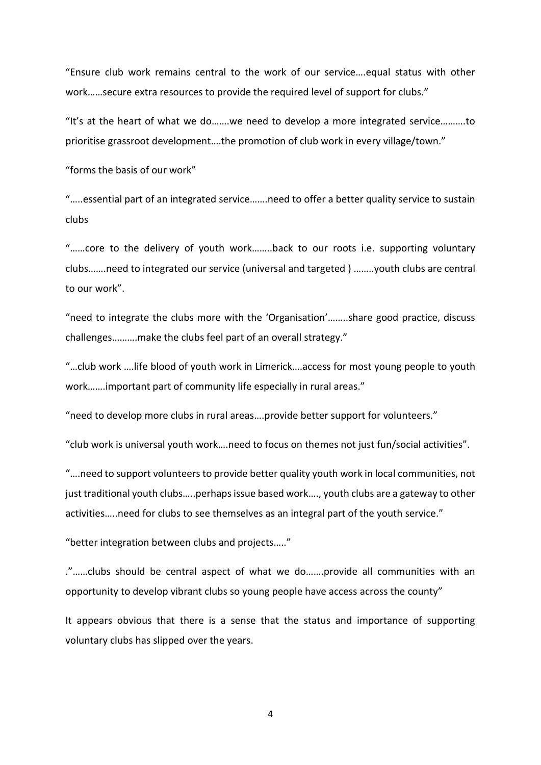"Ensure club work remains central to the work of our service….equal status with other work……secure extra resources to provide the required level of support for clubs."

"It's at the heart of what we do…….we need to develop a more integrated service……….to prioritise grassroot development….the promotion of club work in every village/town."

"forms the basis of our work"

"…..essential part of an integrated service…….need to offer a better quality service to sustain clubs

"……core to the delivery of youth work……..back to our roots i.e. supporting voluntary clubs…….need to integrated our service (universal and targeted ) ……..youth clubs are central to our work".

"need to integrate the clubs more with the 'Organisation'……..share good practice, discuss challenges……….make the clubs feel part of an overall strategy."

"…club work ….life blood of youth work in Limerick….access for most young people to youth work…….important part of community life especially in rural areas."

"need to develop more clubs in rural areas….provide better support for volunteers."

"club work is universal youth work….need to focus on themes not just fun/social activities".

"….need to support volunteers to provide better quality youth work in local communities, not just traditional youth clubs…..perhaps issue based work…., youth clubs are a gateway to other activities…..need for clubs to see themselves as an integral part of the youth service."

"better integration between clubs and projects….."

."……clubs should be central aspect of what we do…….provide all communities with an opportunity to develop vibrant clubs so young people have access across the county"

It appears obvious that there is a sense that the status and importance of supporting voluntary clubs has slipped over the years.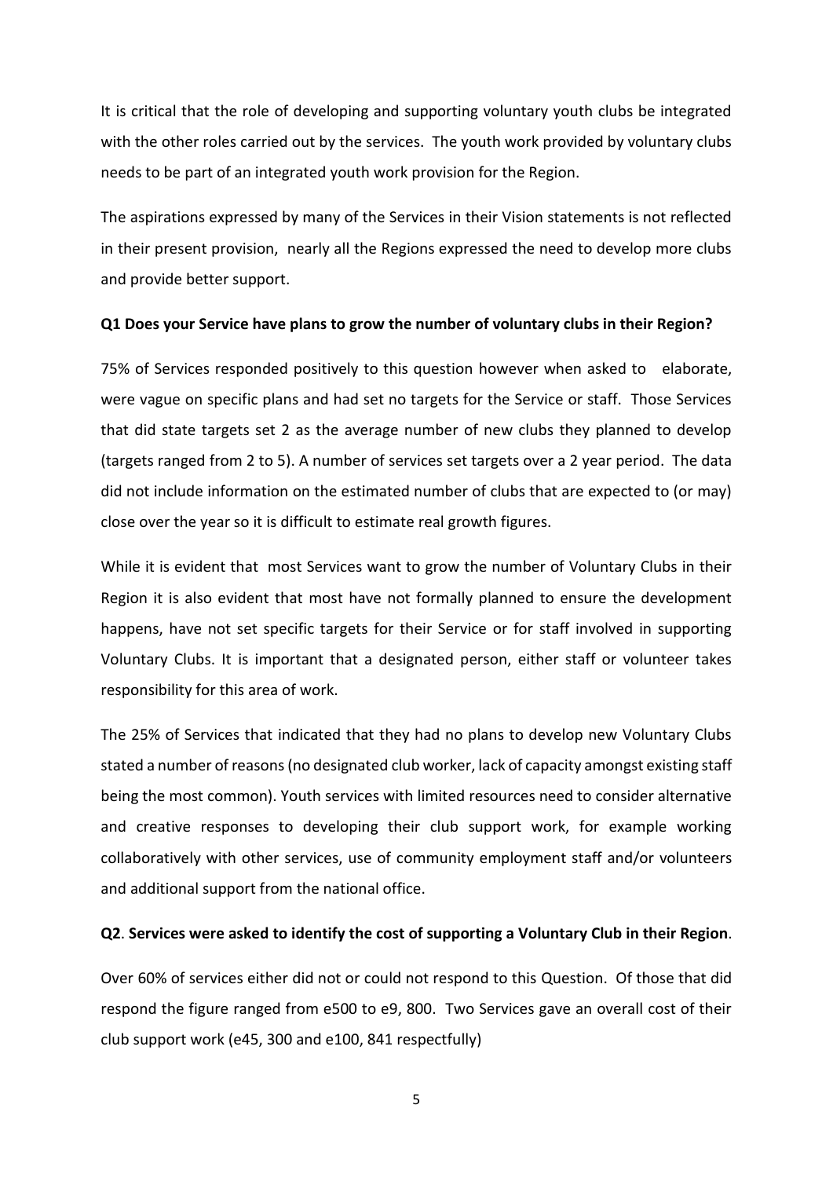It is critical that the role of developing and supporting voluntary youth clubs be integrated with the other roles carried out by the services. The youth work provided by voluntary clubs needs to be part of an integrated youth work provision for the Region.

The aspirations expressed by many of the Services in their Vision statements is not reflected in their present provision, nearly all the Regions expressed the need to develop more clubs and provide better support.

**Q1 Does your Service have plans to grow the number of voluntary clubs in their Region?**

75% of Services responded positively to this question however when asked to elaborate, were vague on specific plans and had set no targets for the Service or staff. Those Services that did state targets set 2 as the average number of new clubs they planned to develop (targets ranged from 2 to 5). A number of services set targets over a 2 year period. The data did not include information on the estimated number of clubs that are expected to (or may) close over the year so it is difficult to estimate real growth figures.

While it is evident that most Services want to grow the number of Voluntary Clubs in their Region it is also evident that most have not formally planned to ensure the development happens, have not set specific targets for their Service or for staff involved in supporting Voluntary Clubs. It is important that a designated person, either staff or volunteer takes responsibility for this area of work.

The 25% of Services that indicated that they had no plans to develop new Voluntary Clubs stated a number of reasons (no designated club worker, lack of capacity amongst existing staff being the most common). Youth services with limited resources need to consider alternative and creative responses to developing their club support work, for example working collaboratively with other services, use of community employment staff and/or volunteers and additional support from the national office.

**Q2**. **Services were asked to identify the cost of supporting a Voluntary Club in their Region**.

Over 60% of services either did not or could not respond to this Question. Of those that did respond the figure ranged from e500 to e9, 800. Two Services gave an overall cost of their club support work (e45, 300 and e100, 841 respectfully)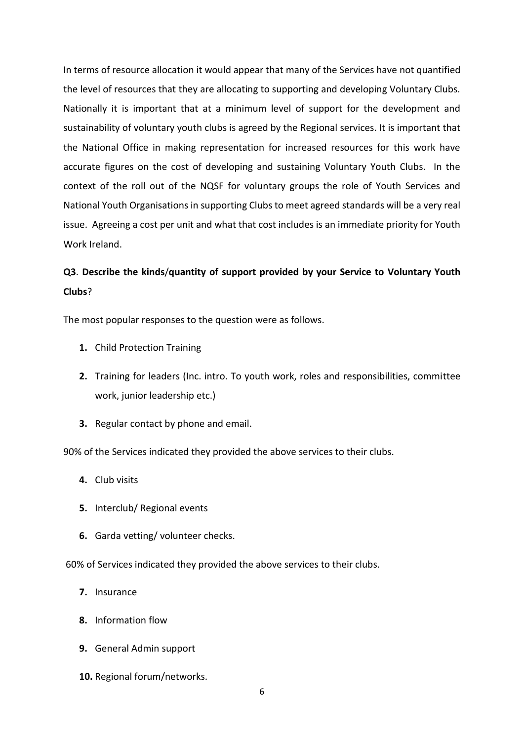In terms of resource allocation it would appear that many of the Services have not quantified the level of resources that they are allocating to supporting and developing Voluntary Clubs. Nationally it is important that at a minimum level of support for the development and sustainability of voluntary youth clubs is agreed by the Regional services. It is important that the National Office in making representation for increased resources for this work have accurate figures on the cost of developing and sustaining Voluntary Youth Clubs. In the context of the roll out of the NQSF for voluntary groups the role of Youth Services and National Youth Organisations in supporting Clubs to meet agreed standards will be a very real issue. Agreeing a cost per unit and what that cost includes is an immediate priority for Youth Work Ireland.

**Q3**. **Describe the kinds/quantity of support provided by your Service to Voluntary Youth Clubs**?

The most popular responses to the question were as follows.

1. Child Protection Training
2. Training for leaders (Inc. intro. To youth work, roles and responsibilities, committee work, junior leadership etc.)
3. Regular contact by phone and email.

90% of the Services indicated they provided the above services to their clubs.

4. Club visits
5. Interclub/ Regional events
6. Garda vetting/ volunteer checks.

60% of Services indicated they provided the above services to their clubs.

7. Insurance
8. Information flow
9. General Admin support
10. Regional forum/networks.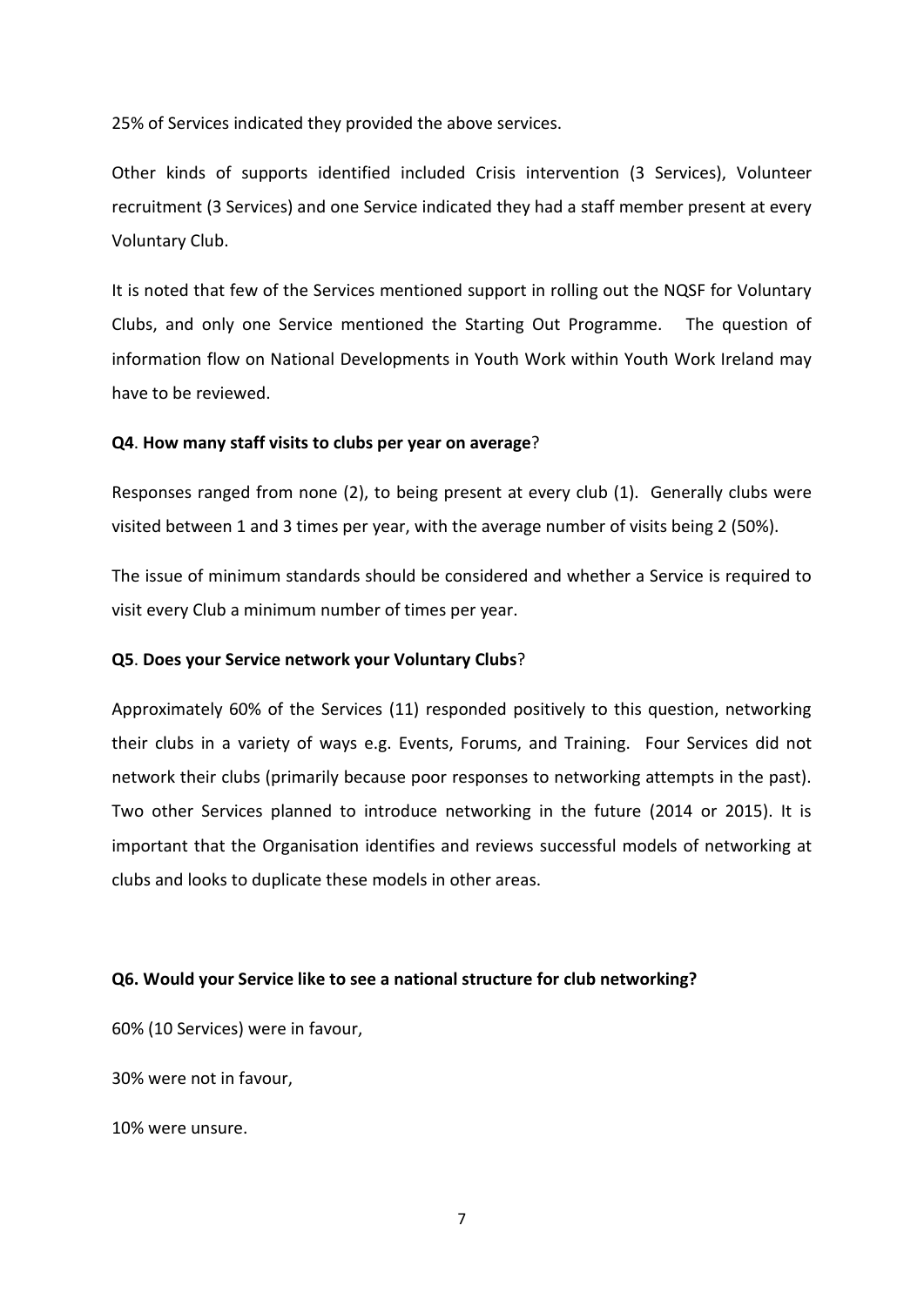25% of Services indicated they provided the above services.

Other kinds of supports identified included Crisis intervention (3 Services), Volunteer recruitment (3 Services) and one Service indicated they had a staff member present at every Voluntary Club.

It is noted that few of the Services mentioned support in rolling out the NQSF for Voluntary Clubs, and only one Service mentioned the Starting Out Programme. The question of information flow on National Developments in Youth Work within Youth Work Ireland may have to be reviewed.

**Q4**. **How many staff visits to clubs per year on average**?

Responses ranged from none (2), to being present at every club (1). Generally clubs were visited between 1 and 3 times per year, with the average number of visits being 2 (50%).

The issue of minimum standards should be considered and whether a Service is required to visit every Club a minimum number of times per year.

**Q5**. **Does your Service network your Voluntary Clubs**?

Approximately 60% of the Services (11) responded positively to this question, networking their clubs in a variety of ways e.g. Events, Forums, and Training. Four Services did not network their clubs (primarily because poor responses to networking attempts in the past). Two other Services planned to introduce networking in the future (2014 or 2015). It is important that the Organisation identifies and reviews successful models of networking at clubs and looks to duplicate these models in other areas.

**Q6. Would your Service like to see a national structure for club networking?**

60% (10 Services) were in favour,

30% were not in favour,

10% were unsure.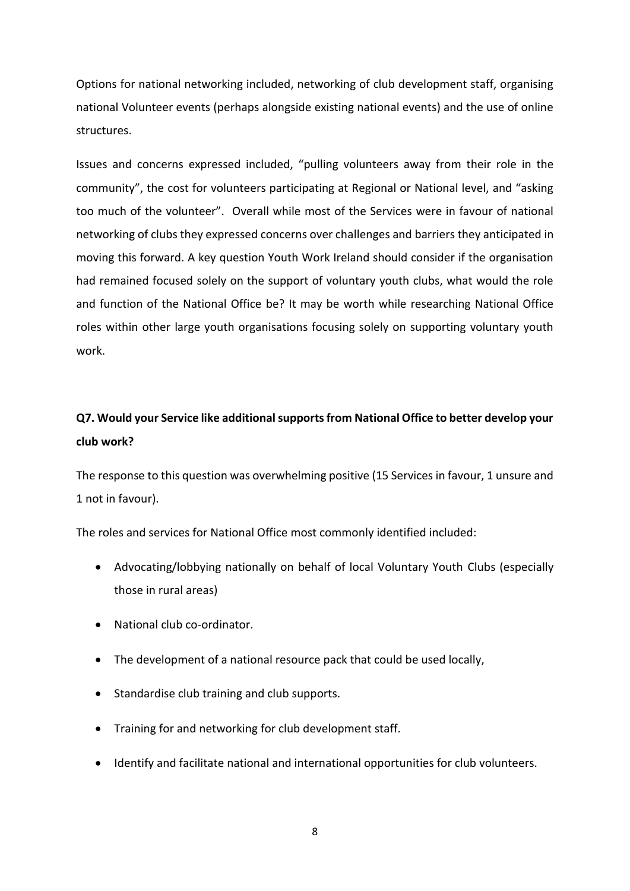Options for national networking included, networking of club development staff, organising national Volunteer events (perhaps alongside existing national events) and the use of online structures.

Issues and concerns expressed included, "pulling volunteers away from their role in the community", the cost for volunteers participating at Regional or National level, and "asking too much of the volunteer". Overall while most of the Services were in favour of national networking of clubs they expressed concerns over challenges and barriers they anticipated in moving this forward. A key question Youth Work Ireland should consider if the organisation had remained focused solely on the support of voluntary youth clubs, what would the role and function of the National Office be? It may be worth while researching National Office roles within other large youth organisations focusing solely on supporting voluntary youth work.

### Q7. Would your Service like additional supports from National Office to better develop your club work?

The response to this question was overwhelming positive (15 Services in favour, 1 unsure and 1 not in favour).

The roles and services for National Office most commonly identified included:

- Advocating/lobbying nationally on behalf of local Voluntary Youth Clubs (especially those in rural areas)
- National club co-ordinator.
- The development of a national resource pack that could be used locally,
- Standardise club training and club supports.
- Training for and networking for club development staff.
- Identify and facilitate national and international opportunities for club volunteers.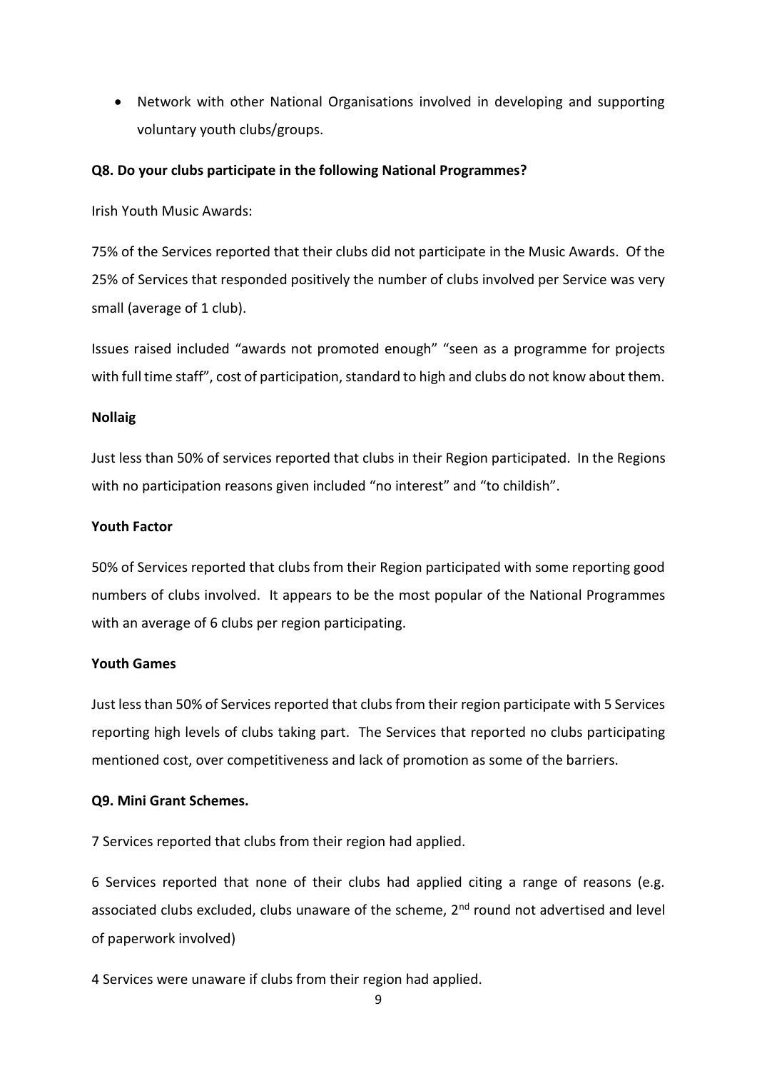- Network with other National Organisations involved in developing and supporting voluntary youth clubs/groups.

**Q8. Do your clubs participate in the following National Programmes?**

Irish Youth Music Awards:

75% of the Services reported that their clubs did not participate in the Music Awards. Of the 25% of Services that responded positively the number of clubs involved per Service was very small (average of 1 club).

Issues raised included "awards not promoted enough" "seen as a programme for projects with full time staff", cost of participation, standard to high and clubs do not know about them.

**Nollaig**

Just less than 50% of services reported that clubs in their Region participated. In the Regions with no participation reasons given included "no interest" and "to childish".

**Youth Factor**

50% of Services reported that clubs from their Region participated with some reporting good numbers of clubs involved. It appears to be the most popular of the National Programmes with an average of 6 clubs per region participating.

**Youth Games**

Just less than 50% of Services reported that clubs from their region participate with 5 Services reporting high levels of clubs taking part. The Services that reported no clubs participating mentioned cost, over competitiveness and lack of promotion as some of the barriers.

**Q9. Mini Grant Schemes.**

7 Services reported that clubs from their region had applied.

6 Services reported that none of their clubs had applied citing a range of reasons (e.g. associated clubs excluded, clubs unaware of the scheme, 2nd round not advertised and level of paperwork involved)

4 Services were unaware if clubs from their region had applied.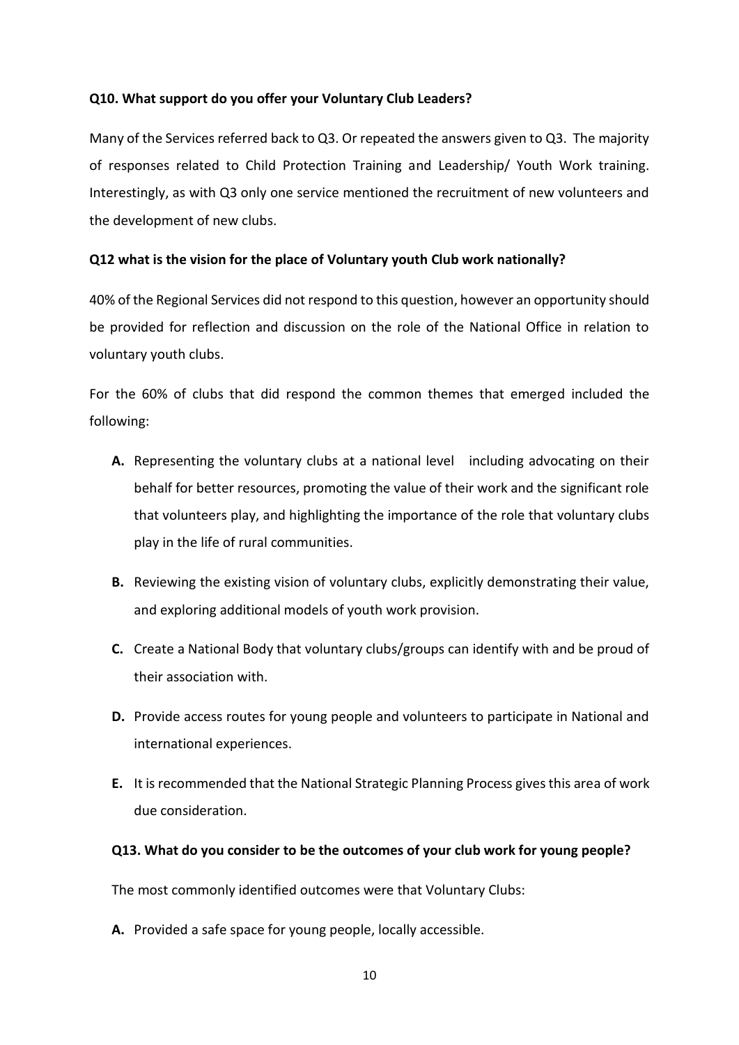**Q10. What support do you offer your Voluntary Club Leaders?**

Many of the Services referred back to Q3. Or repeated the answers given to Q3. The majority of responses related to Child Protection Training and Leadership/ Youth Work training. Interestingly, as with Q3 only one service mentioned the recruitment of new volunteers and the development of new clubs.

**Q12 what is the vision for the place of Voluntary youth Club work nationally?**

40% of the Regional Services did not respond to this question, however an opportunity should be provided for reflection and discussion on the role of the National Office in relation to voluntary youth clubs.

For the 60% of clubs that did respond the common themes that emerged included the following:

- **A.** Representing the voluntary clubs at a national level including advocating on their behalf for better resources, promoting the value of their work and the significant role that volunteers play, and highlighting the importance of the role that voluntary clubs play in the life of rural communities.
- **B.** Reviewing the existing vision of voluntary clubs, explicitly demonstrating their value, and exploring additional models of youth work provision.
- **C.** Create a National Body that voluntary clubs/groups can identify with and be proud of their association with.
- **D.** Provide access routes for young people and volunteers to participate in National and international experiences.
- **E.** It is recommended that the National Strategic Planning Process gives this area of work due consideration.

**Q13. What do you consider to be the outcomes of your club work for young people?**

The most commonly identified outcomes were that Voluntary Clubs:

- **A.** Provided a safe space for young people, locally accessible.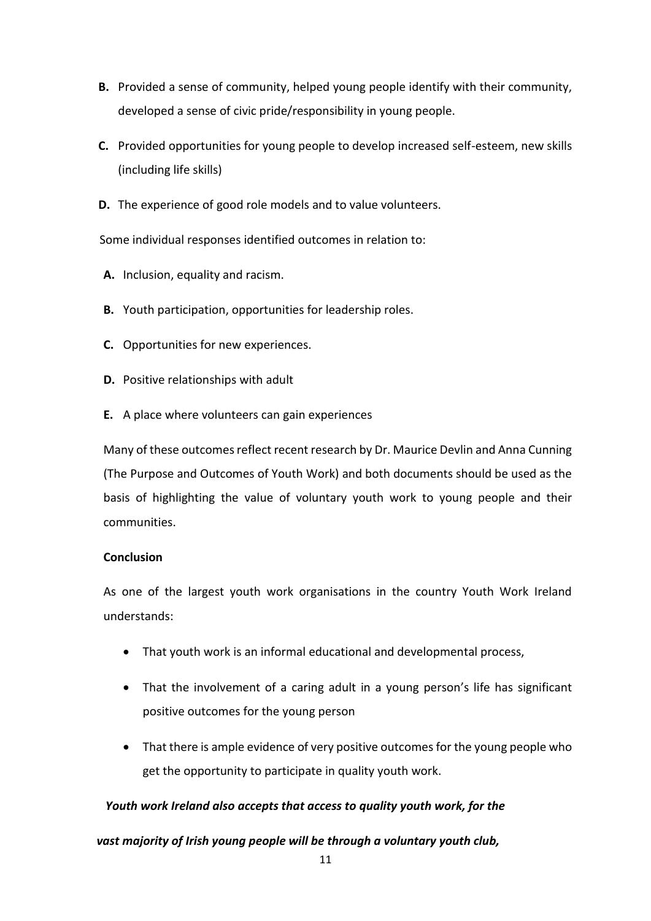**B.** Provided a sense of community, helped young people identify with their community, developed a sense of civic pride/responsibility in young people.

**C.** Provided opportunities for young people to develop increased self-esteem, new skills (including life skills)

**D.** The experience of good role models and to value volunteers.

Some individual responses identified outcomes in relation to:

**A.** Inclusion, equality and racism.

**B.** Youth participation, opportunities for leadership roles.

**C.** Opportunities for new experiences.

**D.** Positive relationships with adult

**E.** A place where volunteers can gain experiences

Many of these outcomes reflect recent research by Dr. Maurice Devlin and Anna Cunning (The Purpose and Outcomes of Youth Work) and both documents should be used as the basis of highlighting the value of voluntary youth work to young people and their communities.

**Conclusion**

As one of the largest youth work organisations in the country Youth Work Ireland understands:

- That youth work is an informal educational and developmental process,
- That the involvement of a caring adult in a young person's life has significant positive outcomes for the young person
- That there is ample evidence of very positive outcomes for the young people who get the opportunity to participate in quality youth work.

***Youth work Ireland also accepts that access to quality youth work, for the vast majority of Irish young people will be through a voluntary youth club,***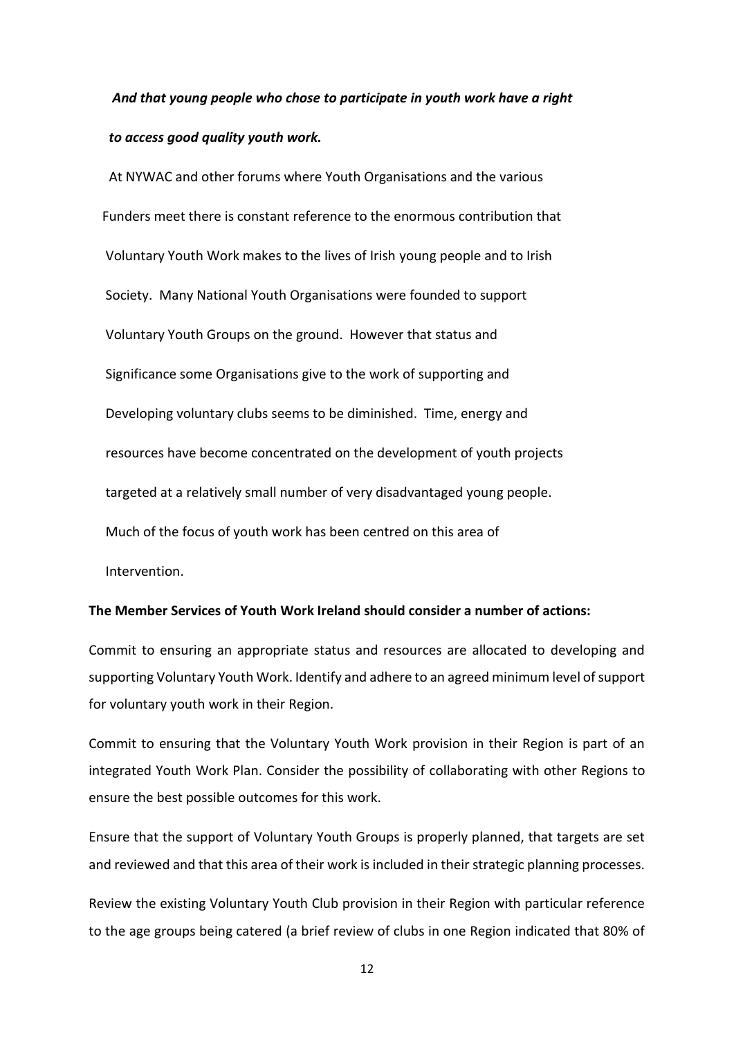***And that young people who chose to participate in youth work have a right to access good quality youth work.***

At NYWAC and other forums where Youth Organisations and the various Funders meet there is constant reference to the enormous contribution that Voluntary Youth Work makes to the lives of Irish young people and to Irish Society. Many National Youth Organisations were founded to support Voluntary Youth Groups on the ground. However that status and Significance some Organisations give to the work of supporting and Developing voluntary clubs seems to be diminished. Time, energy and resources have become concentrated on the development of youth projects targeted at a relatively small number of very disadvantaged young people. Much of the focus of youth work has been centred on this area of Intervention.

**The Member Services of Youth Work Ireland should consider a number of actions:**

Commit to ensuring an appropriate status and resources are allocated to developing and supporting Voluntary Youth Work. Identify and adhere to an agreed minimum level of support for voluntary youth work in their Region.

Commit to ensuring that the Voluntary Youth Work provision in their Region is part of an integrated Youth Work Plan. Consider the possibility of collaborating with other Regions to ensure the best possible outcomes for this work.

Ensure that the support of Voluntary Youth Groups is properly planned, that targets are set and reviewed and that this area of their work is included in their strategic planning processes.

Review the existing Voluntary Youth Club provision in their Region with particular reference to the age groups being catered (a brief review of clubs in one Region indicated that 80% of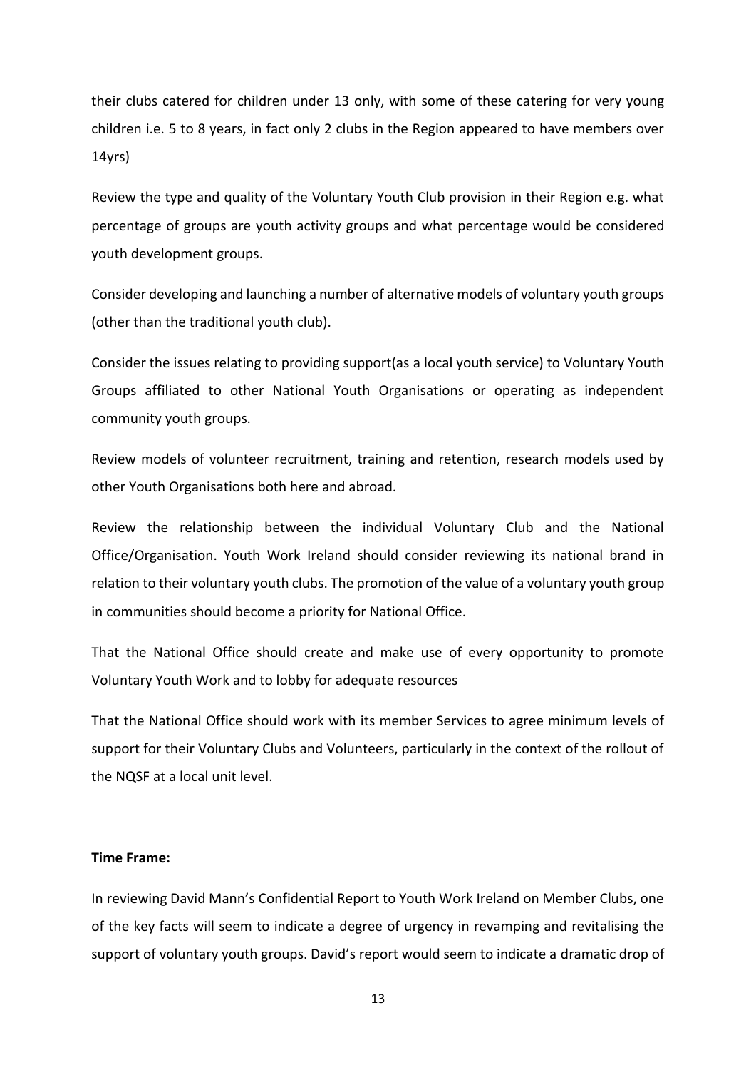their clubs catered for children under 13 only, with some of these catering for very young children i.e. 5 to 8 years, in fact only 2 clubs in the Region appeared to have members over 14yrs)

Review the type and quality of the Voluntary Youth Club provision in their Region e.g. what percentage of groups are youth activity groups and what percentage would be considered youth development groups.

Consider developing and launching a number of alternative models of voluntary youth groups (other than the traditional youth club).

Consider the issues relating to providing support(as a local youth service) to Voluntary Youth Groups affiliated to other National Youth Organisations or operating as independent community youth groups.

Review models of volunteer recruitment, training and retention, research models used by other Youth Organisations both here and abroad.

Review the relationship between the individual Voluntary Club and the National Office/Organisation. Youth Work Ireland should consider reviewing its national brand in relation to their voluntary youth clubs. The promotion of the value of a voluntary youth group in communities should become a priority for National Office.

That the National Office should create and make use of every opportunity to promote Voluntary Youth Work and to lobby for adequate resources

That the National Office should work with its member Services to agree minimum levels of support for their Voluntary Clubs and Volunteers, particularly in the context of the rollout of the NQSF at a local unit level.

**Time Frame:**

In reviewing David Mann's Confidential Report to Youth Work Ireland on Member Clubs, one of the key facts will seem to indicate a degree of urgency in revamping and revitalising the support of voluntary youth groups. David's report would seem to indicate a dramatic drop of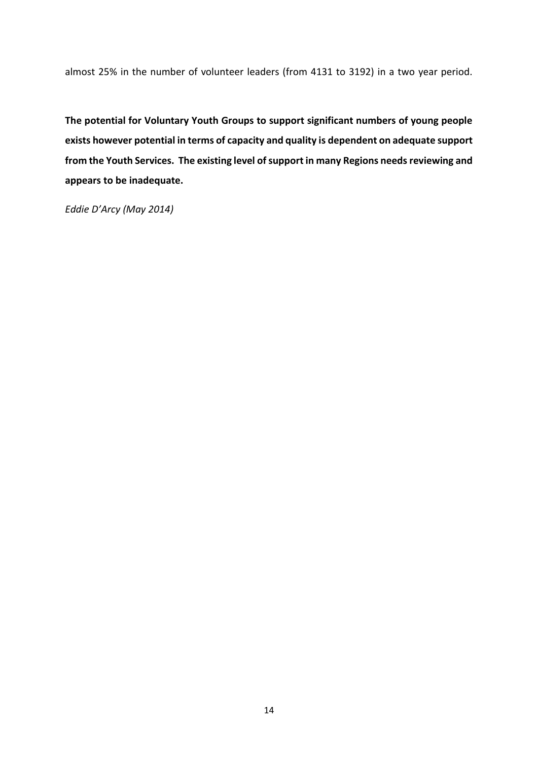almost 25% in the number of volunteer leaders (from 4131 to 3192) in a two year period.

**The potential for Voluntary Youth Groups to support significant numbers of young people exists however potential in terms of capacity and quality is dependent on adequate support from the Youth Services. The existing level of support in many Regions needs reviewing and appears to be inadequate.**

*Eddie D'Arcy (May 2014)*